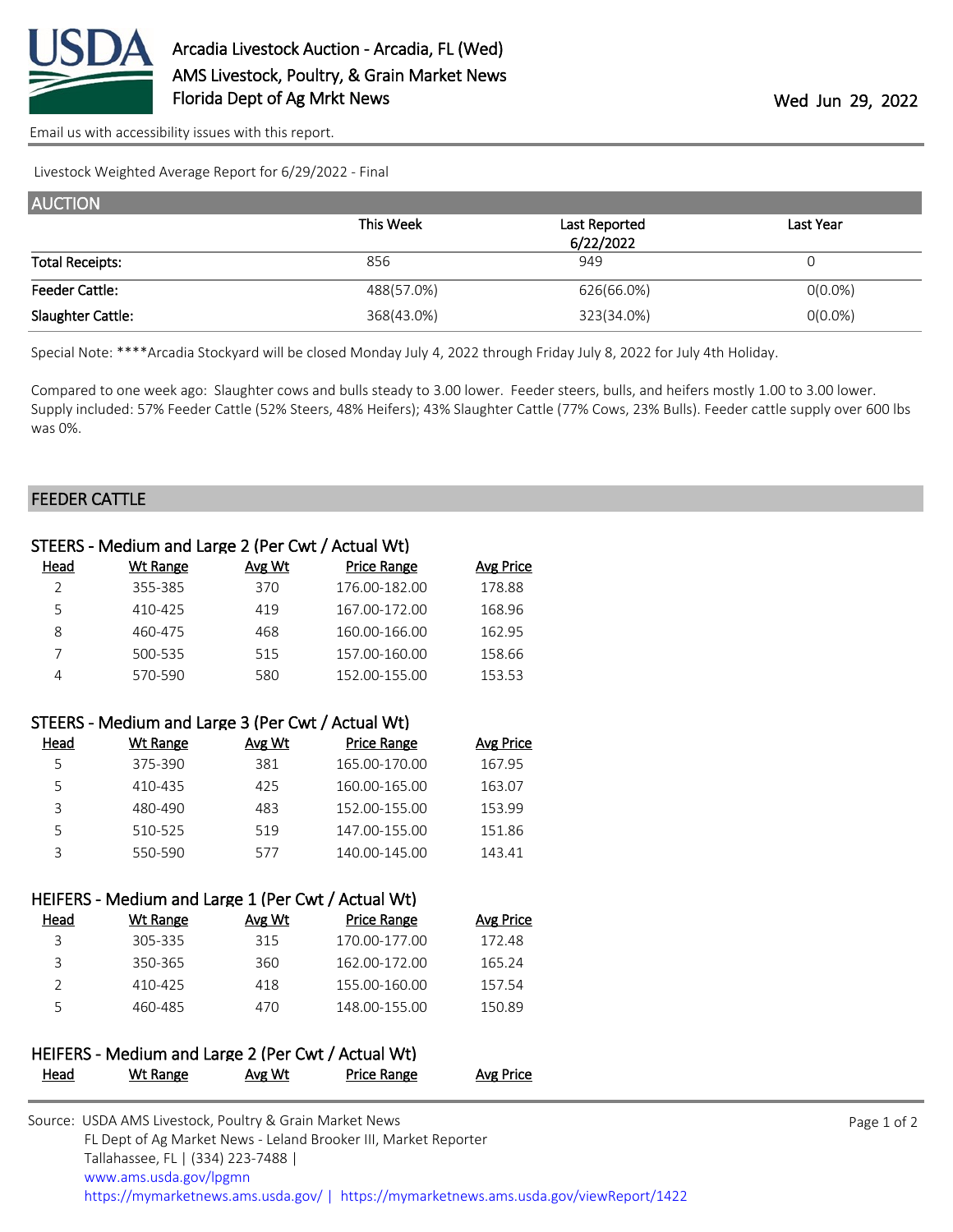# Arcadia Livestock Auction - Arcadia, FL (Wed)
## AMS Livestock, Poultry, & Grain Market News
## Florida Dept of Ag Mrkt News

Wed Jun 29, 2022

Email us with accessibility issues with this report.

Livestock Weighted Average Report for 6/29/2022 - Final

## AUCTION

| | This Week | Last Reported 6/22/2022 | Last Year |
|---|---|---|---|
| Total Receipts: | 856 | 949 | 0 |
| Feeder Cattle: | 488(57.0%) | 626(66.0%) | 0(0.0%) |
| Slaughter Cattle: | 368(43.0%) | 323(34.0%) | 0(0.0%) |

Special Note: ****Arcadia Stockyard will be closed Monday July 4, 2022 through Friday July 8, 2022 for July 4th Holiday.

Compared to one week ago: Slaughter cows and bulls steady to 3.00 lower. Feeder steers, bulls, and heifers mostly 1.00 to 3.00 lower. Supply included: 57% Feeder Cattle (52% Steers, 48% Heifers); 43% Slaughter Cattle (77% Cows, 23% Bulls). Feeder cattle supply over 600 lbs was 0%.

## FEEDER CATTLE

### STEERS - Medium and Large 2 (Per Cwt / Actual Wt)

| Head | Wt Range | Avg Wt | Price Range | Avg Price |
|---|---|---|---|---|
| 2 | 355-385 | 370 | 176.00-182.00 | 178.88 |
| 5 | 410-425 | 419 | 167.00-172.00 | 168.96 |
| 8 | 460-475 | 468 | 160.00-166.00 | 162.95 |
| 7 | 500-535 | 515 | 157.00-160.00 | 158.66 |
| 4 | 570-590 | 580 | 152.00-155.00 | 153.53 |

### STEERS - Medium and Large 3 (Per Cwt / Actual Wt)

| Head | Wt Range | Avg Wt | Price Range | Avg Price |
|---|---|---|---|---|
| 5 | 375-390 | 381 | 165.00-170.00 | 167.95 |
| 5 | 410-435 | 425 | 160.00-165.00 | 163.07 |
| 3 | 480-490 | 483 | 152.00-155.00 | 153.99 |
| 5 | 510-525 | 519 | 147.00-155.00 | 151.86 |
| 3 | 550-590 | 577 | 140.00-145.00 | 143.41 |

### HEIFERS - Medium and Large 1 (Per Cwt / Actual Wt)

| Head | Wt Range | Avg Wt | Price Range | Avg Price |
|---|---|---|---|---|
| 3 | 305-335 | 315 | 170.00-177.00 | 172.48 |
| 3 | 350-365 | 360 | 162.00-172.00 | 165.24 |
| 2 | 410-425 | 418 | 155.00-160.00 | 157.54 |
| 5 | 460-485 | 470 | 148.00-155.00 | 150.89 |

### HEIFERS - Medium and Large 2 (Per Cwt / Actual Wt)

| Head | Wt Range | Avg Wt | Price Range | Avg Price |
|---|---|---|---|---|

Source: USDA AMS Livestock, Poultry & Grain Market News
FL Dept of Ag Market News - Leland Brooker III, Market Reporter
Tallahassee, FL | (334) 223-7488 |
www.ams.usda.gov/lpgmn
https://mymarketnews.ams.usda.gov/ | https://mymarketnews.ams.usda.gov/viewReport/1422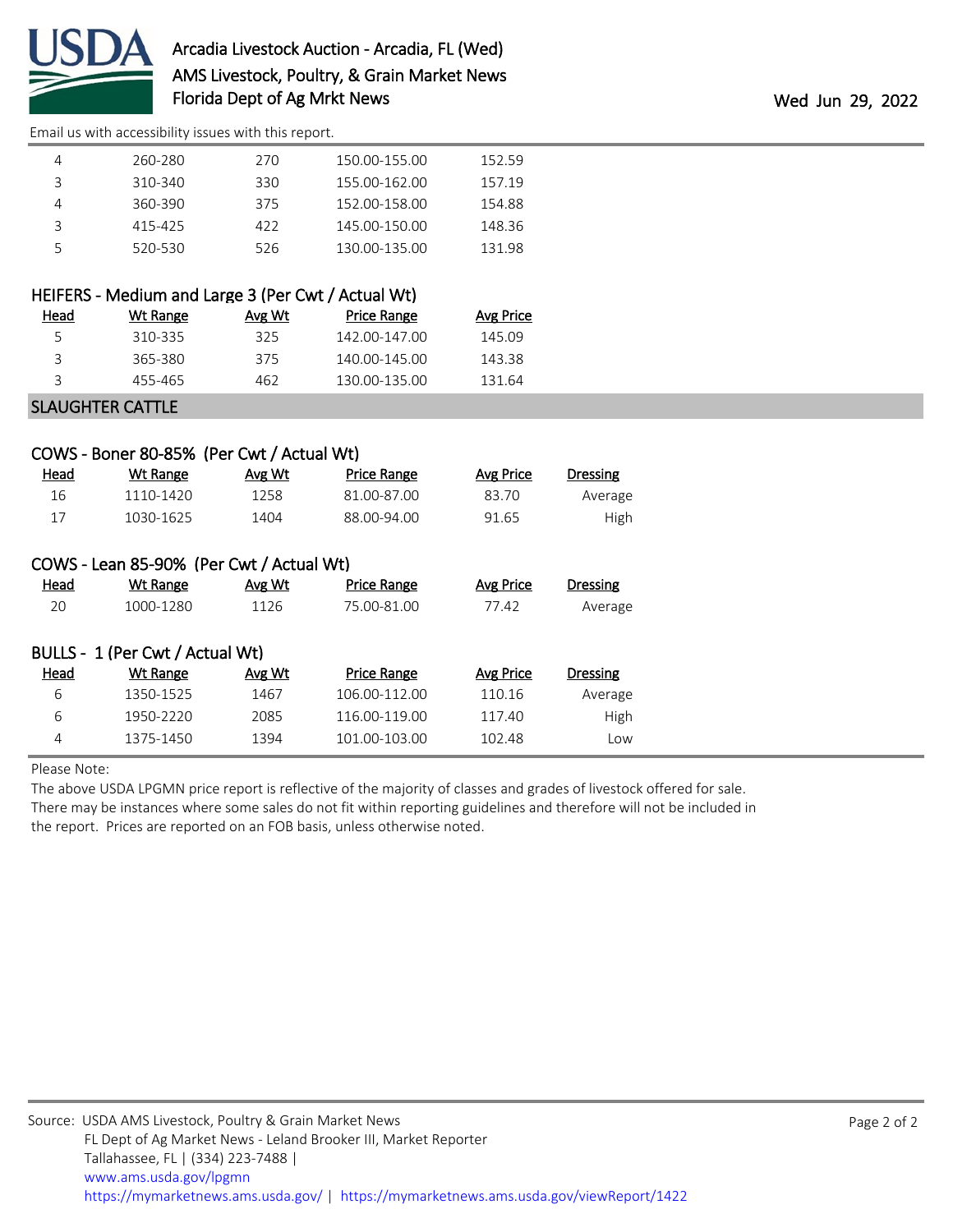Email us with accessibility issues with this report.

| | | | | |
|---|---|---|---|---|
| 4 | 260-280 | 270 | 150.00-155.00 | 152.59 |
| 3 | 310-340 | 330 | 155.00-162.00 | 157.19 |
| 4 | 360-390 | 375 | 152.00-158.00 | 154.88 |
| 3 | 415-425 | 422 | 145.00-150.00 | 148.36 |
| 5 | 520-530 | 526 | 130.00-135.00 | 131.98 |

### HEIFERS - Medium and Large 3 (Per Cwt / Actual Wt)

| Head | Wt Range | Avg Wt | Price Range | Avg Price |
|---|---|---|---|---|
| 5 | 310-335 | 325 | 142.00-147.00 | 145.09 |
| 3 | 365-380 | 375 | 140.00-145.00 | 143.38 |
| 3 | 455-465 | 462 | 130.00-135.00 | 131.64 |

## SLAUGHTER CATTLE

### COWS - Boner 80-85% (Per Cwt / Actual Wt)

| Head | Wt Range | Avg Wt | Price Range | Avg Price | Dressing |
|---|---|---|---|---|---|
| 16 | 1110-1420 | 1258 | 81.00-87.00 | 83.70 | Average |
| 17 | 1030-1625 | 1404 | 88.00-94.00 | 91.65 | High |

### COWS - Lean 85-90% (Per Cwt / Actual Wt)

| Head | Wt Range | Avg Wt | Price Range | Avg Price | Dressing |
|---|---|---|---|---|---|
| 20 | 1000-1280 | 1126 | 75.00-81.00 | 77.42 | Average |

### BULLS - 1 (Per Cwt / Actual Wt)

| Head | Wt Range | Avg Wt | Price Range | Avg Price | Dressing |
|---|---|---|---|---|---|
| 6 | 1350-1525 | 1467 | 106.00-112.00 | 110.16 | Average |
| 6 | 1950-2220 | 2085 | 116.00-119.00 | 117.40 | High |
| 4 | 1375-1450 | 1394 | 101.00-103.00 | 102.48 | Low |

Please Note:
The above USDA LPGMN price report is reflective of the majority of classes and grades of livestock offered for sale. There may be instances where some sales do not fit within reporting guidelines and therefore will not be included in the report. Prices are reported on an FOB basis, unless otherwise noted.

Source: USDA AMS Livestock, Poultry & Grain Market News
FL Dept of Ag Market News - Leland Brooker III, Market Reporter
Tallahassee, FL | (334) 223-7488 |
www.ams.usda.gov/lpgmn
https://mymarketnews.ams.usda.gov/ | https://mymarketnews.ams.usda.gov/viewReport/1422